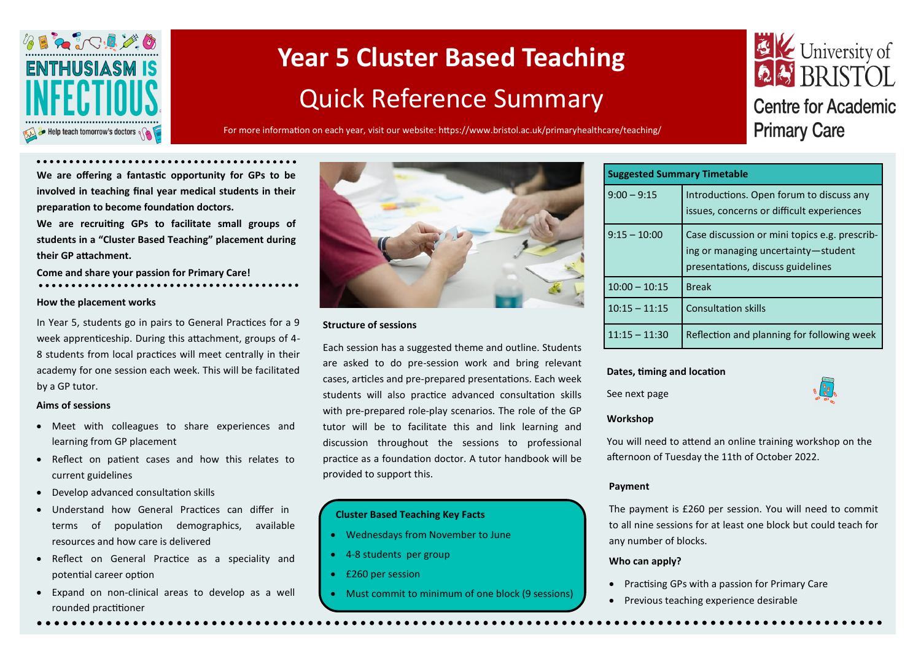# Year 5 Cluster Based Teaching

## Quick Reference Summary

For more information on each year, visit our website: https://www.bristol.ac.uk/primaryhealthcare/teaching/

University of Bristol
Centre for Academic Primary Care

**We are offering a fantastic opportunity for GPs to be involved in teaching final year medical students in their preparation to become foundation doctors.**

**We are recruiting GPs to facilitate small groups of students in a "Cluster Based Teaching" placement during their GP attachment.**

**Come and share your passion for Primary Care!**

### How the placement works

In Year 5, students go in pairs to General Practices for a 9 week apprenticeship. During this attachment, groups of 4-8 students from local practices will meet centrally in their academy for one session each week. This will be facilitated by a GP tutor.

### Aims of sessions

- Meet with colleagues to share experiences and learning from GP placement
- Reflect on patient cases and how this relates to current guidelines
- Develop advanced consultation skills
- Understand how General Practices can differ in terms of population demographics, available resources and how care is delivered
- Reflect on General Practice as a speciality and potential career option
- Expand on non-clinical areas to develop as a well rounded practitioner

### Structure of sessions

Each session has a suggested theme and outline. Students are asked to do pre-session work and bring relevant cases, articles and pre-prepared presentations. Each week students will also practice advanced consultation skills with pre-prepared role-play scenarios. The role of the GP tutor will be to facilitate this and link learning and discussion throughout the sessions to professional practice as a foundation doctor. A tutor handbook will be provided to support this.

### Cluster Based Teaching Key Facts

- Wednesdays from November to June
- 4-8 students per group
- £260 per session
- Must commit to minimum of one block (9 sessions)

| Suggested Summary Timetable | |
|---|---|
| 9:00 – 9:15 | Introductions. Open forum to discuss any issues, concerns or difficult experiences |
| 9:15 – 10:00 | Case discussion or mini topics e.g. prescribing or managing uncertainty—student presentations, discuss guidelines |
| 10:00 – 10:15 | Break |
| 10:15 – 11:15 | Consultation skills |
| 11:15 – 11:30 | Reflection and planning for following week |

### Dates, timing and location

See next page

### Workshop

You will need to attend an online training workshop on the afternoon of Tuesday the 11th of October 2022.

### Payment

The payment is £260 per session. You will need to commit to all nine sessions for at least one block but could teach for any number of blocks.

### Who can apply?

- Practising GPs with a passion for Primary Care
- Previous teaching experience desirable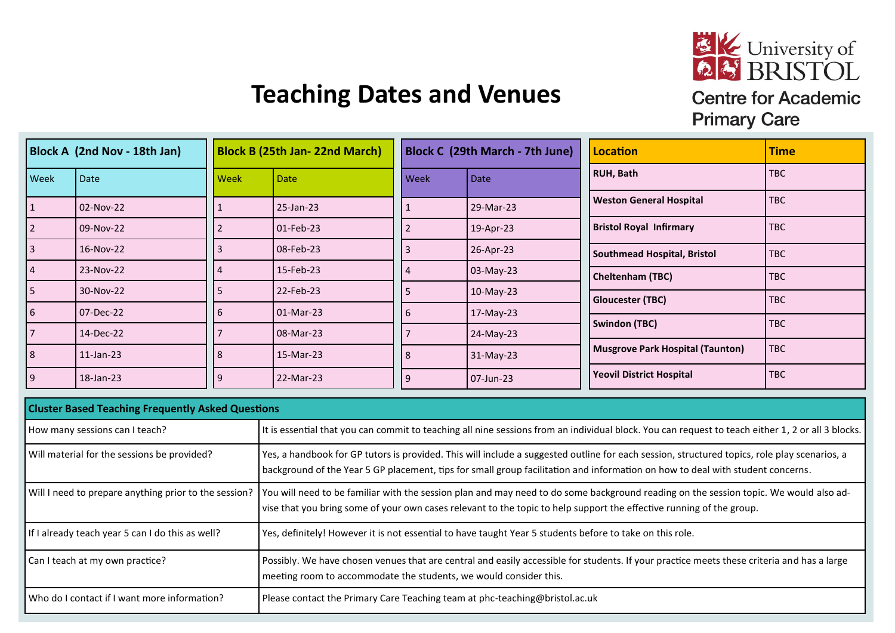# Teaching Dates and Venues

University of BRISTOL
Centre for Academic Primary Care

| Block A (2nd Nov - 18th Jan) | |
|---|---|
| Week | Date |
| 1 | 02-Nov-22 |
| 2 | 09-Nov-22 |
| 3 | 16-Nov-22 |
| 4 | 23-Nov-22 |
| 5 | 30-Nov-22 |
| 6 | 07-Dec-22 |
| 7 | 14-Dec-22 |
| 8 | 11-Jan-23 |
| 9 | 18-Jan-23 |

| Block B (25th Jan- 22nd March) | |
|---|---|
| Week | Date |
| 1 | 25-Jan-23 |
| 2 | 01-Feb-23 |
| 3 | 08-Feb-23 |
| 4 | 15-Feb-23 |
| 5 | 22-Feb-23 |
| 6 | 01-Mar-23 |
| 7 | 08-Mar-23 |
| 8 | 15-Mar-23 |
| 9 | 22-Mar-23 |

| Block C (29th March - 7th June) | |
|---|---|
| Week | Date |
| 1 | 29-Mar-23 |
| 2 | 19-Apr-23 |
| 3 | 26-Apr-23 |
| 4 | 03-May-23 |
| 5 | 10-May-23 |
| 6 | 17-May-23 |
| 7 | 24-May-23 |
| 8 | 31-May-23 |
| 9 | 07-Jun-23 |

| Location | Time |
|---|---|
| **RUH, Bath** | TBC |
| **Weston General Hospital** | TBC |
| **Bristol Royal Infirmary** | TBC |
| **Southmead Hospital, Bristol** | TBC |
| **Cheltenham (TBC)** | TBC |
| **Gloucester (TBC)** | TBC |
| **Swindon (TBC)** | TBC |
| **Musgrove Park Hospital (Taunton)** | TBC |
| **Yeovil District Hospital** | TBC |

| **Cluster Based Teaching Frequently Asked Questions** | |
|---|---|
| How many sessions can I teach? | It is essential that you can commit to teaching all nine sessions from an individual block. You can request to teach either 1, 2 or all 3 blocks. |
| Will material for the sessions be provided? | Yes, a handbook for GP tutors is provided. This will include a suggested outline for each session, structured topics, role play scenarios, a background of the Year 5 GP placement, tips for small group facilitation and information on how to deal with student concerns. |
| Will I need to prepare anything prior to the session? | You will need to be familiar with the session plan and may need to do some background reading on the session topic. We would also advise that you bring some of your own cases relevant to the topic to help support the effective running of the group. |
| If I already teach year 5 can I do this as well? | Yes, definitely! However it is not essential to have taught Year 5 students before to take on this role. |
| Can I teach at my own practice? | Possibly. We have chosen venues that are central and easily accessible for students. If your practice meets these criteria and has a large meeting room to accommodate the students, we would consider this. |
| Who do I contact if I want more information? | Please contact the Primary Care Teaching team at phc-teaching@bristol.ac.uk |